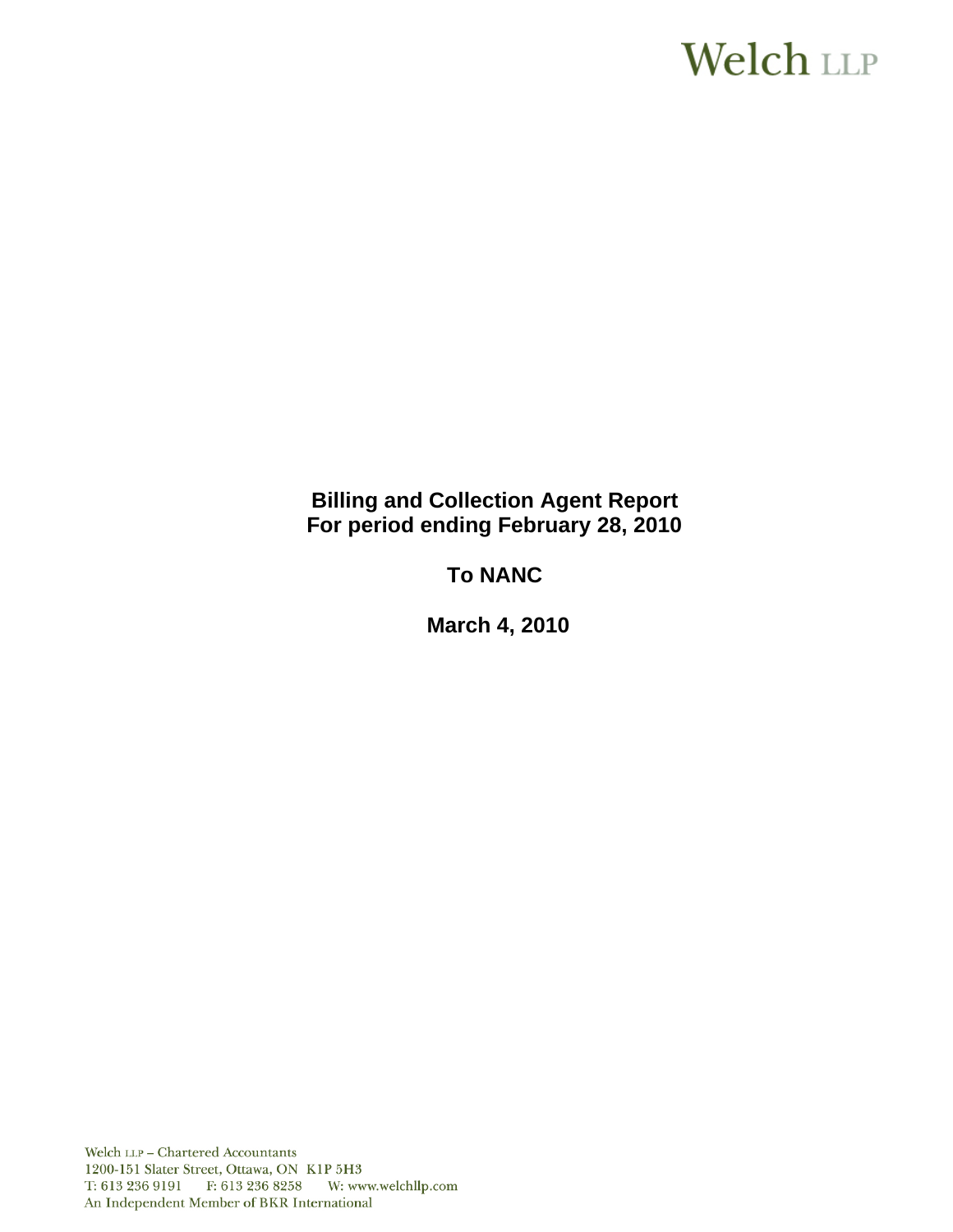Welch LLP

# Billing and Collection Agent Report
# For period ending February 28, 2010

## To NANC

## March 4, 2010

Welch LLP – Chartered Accountants
1200-151 Slater Street, Ottawa, ON K1P 5H3
T: 613 236 9191 F: 613 236 8258 W: www.welchllp.com
An Independent Member of BKR International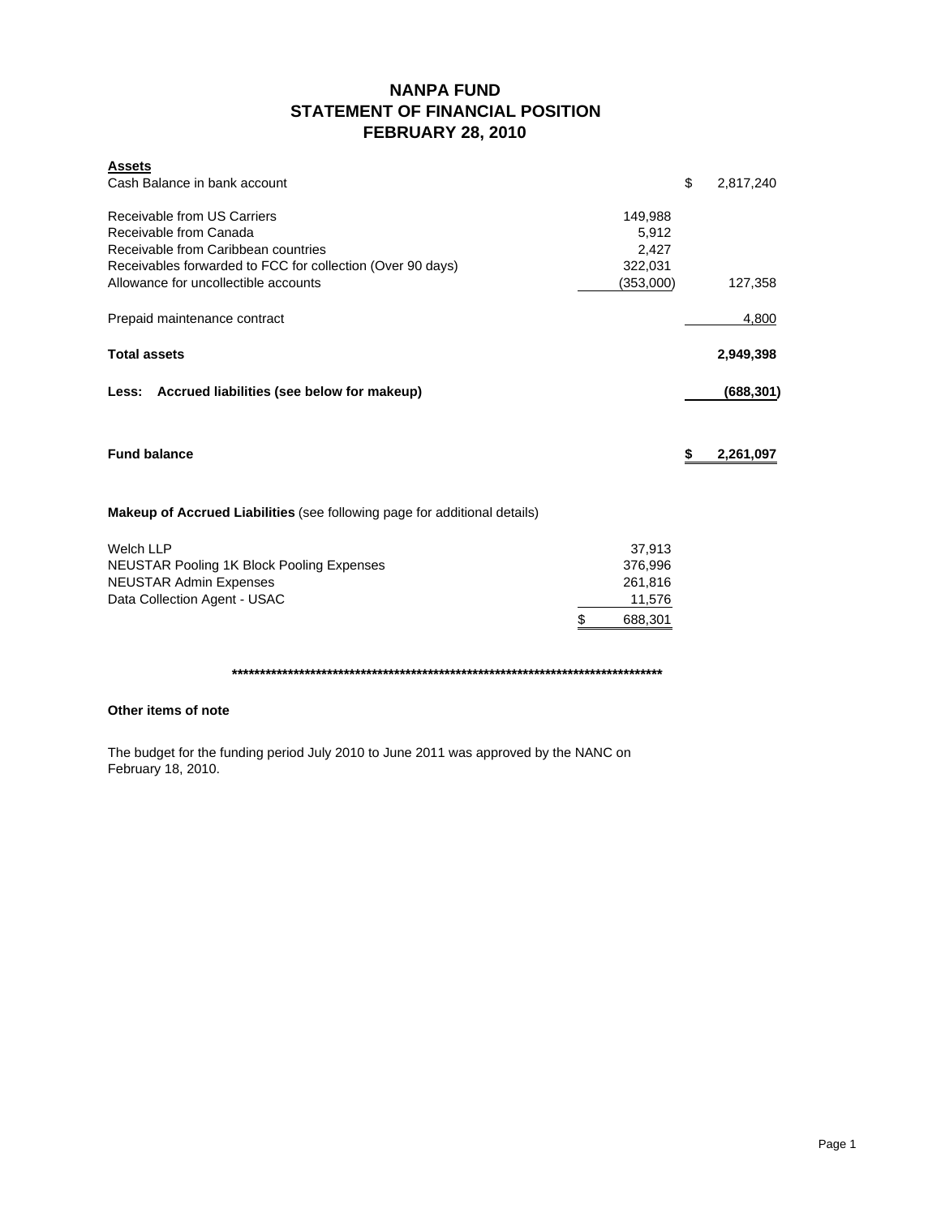# NANPA FUND
## STATEMENT OF FINANCIAL POSITION
## FEBRUARY 28, 2010

| **Assets** | | |
|---|---|---|
| Cash Balance in bank account | | $ 2,817,240 |
| | | |
| Receivable from US Carriers | 149,988 | |
| Receivable from Canada | 5,912 | |
| Receivable from Caribbean countries | 2,427 | |
| Receivables forwarded to FCC for collection (Over 90 days) | 322,031 | |
| Allowance for uncollectible accounts | (353,000) | 127,358 |
| | | |
| Prepaid maintenance contract | | 4,800 |
| | | |
| **Total assets** | | **2,949,398** |
| | | |
| **Less: Accrued liabilities (see below for makeup)** | | **(688,301)** |
| | | |
| **Fund balance** | | **$ 2,261,097** |

**Makeup of Accrued Liabilities** (see following page for additional details)

| | |
|---|---|
| Welch LLP | 37,913 |
| NEUSTAR Pooling 1K Block Pooling Expenses | 376,996 |
| NEUSTAR Admin Expenses | 261,816 |
| Data Collection Agent - USAC | 11,576 |
| | $ 688,301 |

********************************************************************************

**Other items of note**

The budget for the funding period July 2010 to June 2011 was approved by the NANC on February 18, 2010.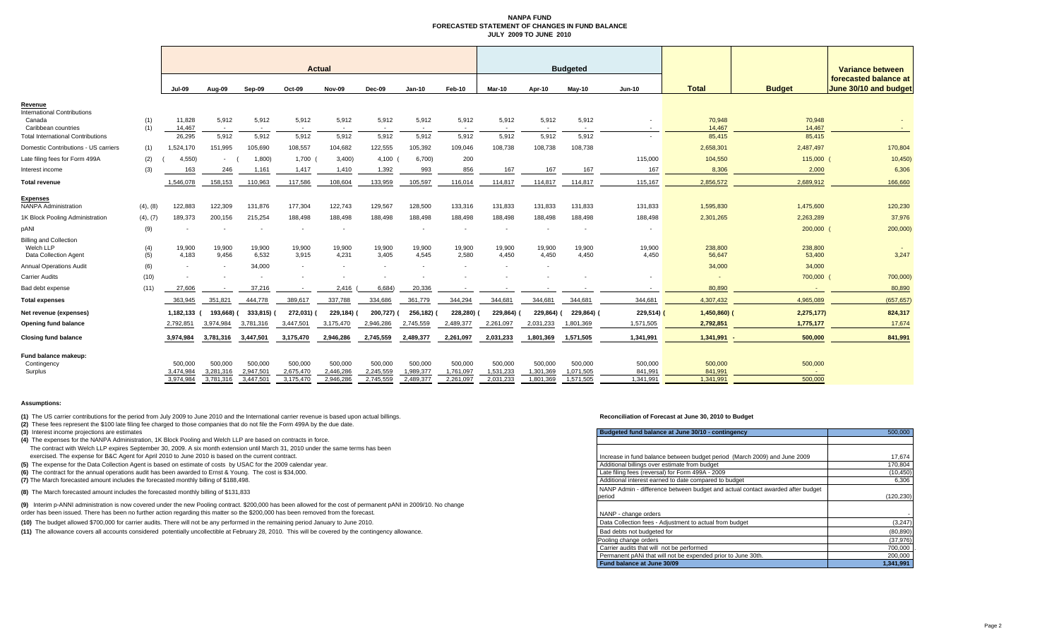# NANPA FUND
## FORECASTED STATEMENT OF CHANGES IN FUND BALANCE
### JULY 2009 TO JUNE 2010

| | | Actual | | | | | | | | Budgeted | | | | | | Variance between forecasted balance at June 30/10 and budget |
|---|---|---|---|---|---|---|---|---|---|---|---|---|---|---|---|---|
| | | Jul-09 | Aug-09 | Sep-09 | Oct-09 | Nov-09 | Dec-09 | Jan-10 | Feb-10 | Mar-10 | Apr-10 | May-10 | Jun-10 | Total | Budget | |
| **Revenue** | | | | | | | | | | | | | | | | |
| International Contributions | | | | | | | | | | | | | | | | |
| Canada | (1) | 11,828 | 5,912 | 5,912 | 5,912 | 5,912 | 5,912 | 5,912 | 5,912 | 5,912 | 5,912 | 5,912 | - | 70,948 | 70,948 | - |
| Caribbean countries | (1) | 14,467 | - | - | - | - | - | - | - | - | - | - | - | 14,467 | 14,467 | - |
| Total International Contributions | | 26,295 | 5,912 | 5,912 | 5,912 | 5,912 | 5,912 | 5,912 | 5,912 | 5,912 | 5,912 | 5,912 | - | 85,415 | 85,415 | |
| Domestic Contributions - US carriers | (1) | 1,524,170 | 151,995 | 105,690 | 108,557 | 104,682 | 122,555 | 105,392 | 109,046 | 108,738 | 108,738 | 108,738 | | 2,658,301 | 2,487,497 | 170,804 |
| Late filing fees for Form 499A | (2) | (4,550) | - | (1,800) | 1,700 | (3,400) | 4,100 | (6,700) | 200 | | | | 115,000 | 104,550 | 115,000 | (10,450) |
| Interest income | (3) | 163 | 246 | 1,161 | 1,417 | 1,410 | 1,392 | 993 | 856 | 167 | 167 | 167 | 167 | 8,306 | 2,000 | 6,306 |
| **Total revenue** | | 1,546,078 | 158,153 | 110,963 | 117,586 | 108,604 | 133,959 | 105,597 | 116,014 | 114,817 | 114,817 | 114,817 | 115,167 | 2,856,572 | 2,689,912 | 166,660 |
| **Expenses** | | | | | | | | | | | | | | | | |
| NANPA Administration | (4), (8) | 122,883 | 122,309 | 131,876 | 177,304 | 122,743 | 129,567 | 128,500 | 133,316 | 131,833 | 131,833 | 131,833 | 131,833 | 1,595,830 | 1,475,600 | 120,230 |
| 1K Block Pooling Administration | (4), (7) | 189,373 | 200,156 | 215,254 | 188,498 | 188,498 | 188,498 | 188,498 | 188,498 | 188,498 | 188,498 | 188,498 | 188,498 | 2,301,265 | 2,263,289 | 37,976 |
| pANI | (9) | - | - | - | - | - | | - | - | - | - | - | - | | 200,000 | (200,000) |
| Billing and Collection | | | | | | | | | | | | | | | | |
| Welch LLP | (4) | 19,900 | 19,900 | 19,900 | 19,900 | 19,900 | 19,900 | 19,900 | 19,900 | 19,900 | 19,900 | 19,900 | 19,900 | 238,800 | 238,800 | - |
| Data Collection Agent | (5) | 4,183 | 9,456 | 6,532 | 3,915 | 4,231 | 3,405 | 4,545 | 2,580 | 4,450 | 4,450 | 4,450 | 4,450 | 56,647 | 53,400 | 3,247 |
| Annual Operations Audit | (6) | - | - | 34,000 | - | - | - | - | - | - | - | | | 34,000 | 34,000 | |
| Carrier Audits | (10) | - | - | - | - | - | - | - | - | - | - | - | - | - | 700,000 | (700,000) |
| Bad debt expense | (11) | 27,606 | - | 37,216 | - | 2,416 | (6,684) | 20,336 | - | - | - | - | - | 80,890 | - | 80,890 |
| **Total expenses** | | 363,945 | 351,821 | 444,778 | 389,617 | 337,788 | 334,686 | 361,779 | 344,294 | 344,681 | 344,681 | 344,681 | 344,681 | 4,307,432 | 4,965,089 | (657,657) |
| **Net revenue (expenses)** | | 1,182,133 | (193,668) | (333,815) | (272,031) | (229,184) | (200,727) | (256,182) | (228,280) | (229,864) | (229,864) | (229,864) | (229,514) | (1,450,860) | (2,275,177) | 824,317 |
| **Opening fund balance** | | 2,792,851 | 3,974,984 | 3,781,316 | 3,447,501 | 3,175,470 | 2,946,286 | 2,745,559 | 2,489,377 | 2,261,097 | 2,031,233 | 1,801,369 | 1,571,505 | 2,792,851 | 1,775,177 | 17,674 |
| **Closing fund balance** | | 3,974,984 | 3,781,316 | 3,447,501 | 3,175,470 | 2,946,286 | 2,745,559 | 2,489,377 | 2,261,097 | 2,031,233 | 1,801,369 | 1,571,505 | 1,341,991 | 1,341,991 | 500,000 | 841,991 |
| **Fund balance makeup:** | | | | | | | | | | | | | | | | |
| Contingency | | 500,000 | 500,000 | 500,000 | 500,000 | 500,000 | 500,000 | 500,000 | 500,000 | 500,000 | 500,000 | 500,000 | 500,000 | 500,000 | 500,000 | |
| Surplus | | 3,474,984 | 3,281,316 | 2,947,501 | 2,675,470 | 2,446,286 | 2,245,559 | 1,989,377 | 1,761,097 | 1,531,233 | 1,301,369 | 1,071,505 | 841,991 | 841,991 | - | |
| | | 3,974,984 | 3,781,316 | 3,447,501 | 3,175,470 | 2,946,286 | 2,745,559 | 2,489,377 | 2,261,097 | 2,031,233 | 1,801,369 | 1,571,505 | 1,341,991 | 1,341,991 | 500,000 | |

**Assumptions:**

**(1)** The US carrier contributions for the period from July 2009 to June 2010 and the International carrier revenue is based upon actual billings.

**(2)** These fees represent the $100 late filing fee charged to those companies that do not file the Form 499A by the due date.

**(3)** Interest income projections are estimates

**(4)** The expenses for the NANPA Administration, 1K Block Pooling and Welch LLP are based on contracts in force.
The contract with Welch LLP expires September 30, 2009. A six month extension until March 31, 2010 under the same terms has been exercised. The expense for B&C Agent for April 2010 to June 2010 is based on the current contract.

**(5)** The expense for the Data Collection Agent is based on estimate of costs by USAC for the 2009 calendar year.

**(6)** The contract for the annual operations audit has been awarded to Ernst & Young. The cost is $34,000.

**(7)** The March forecasted amount includes the forecasted monthly billing of $188,498.

**(8)** The March forecasted amount includes the forecasted monthly billing of $131,833

**(9)** Interim p-ANNI administration is now covered under the new Pooling contract. $200,000 has been allowed for the cost of permanent pANI in 2009/10. No change order has been issued. There has been no further action regarding this matter so the $200,000 has been removed from the forecast.

**(10)** The budget allowed $700,000 for carrier audits. There will not be any performed in the remaining period January to June 2010.

**(11)** The allowance covers all accounts considered potentially uncollectible at February 28, 2010. This will be covered by the contingency allowance.

**Reconciliation of Forecast at June 30, 2010 to Budget**

| Budgeted fund balance at June 30/10 - contingency | 500,000 |
|---|---|
| | |
| Increase in fund balance between budget period (March 2009) and June 2009 | 17,674 |
| Additional billings over estimate from budget | 170,804 |
| Late filing fees (reversal) for Form 499A - 2009 | (10,450) |
| Additional interest earned to date compared to budget | 6,306 |
| NANP Admin - difference between budget and actual contact awarded after budget period | (120,230) |
| NANP - change orders | - |
| Data Collection fees - Adjustment to actual from budget | (3,247) |
| Bad debts not budgeted for | (80,890) |
| Pooling change orders | (37,976) |
| Carrier audits that will not be performed | 700,000 |
| Permanent pANi that will not be expended prior to June 30th. | 200,000 |
| **Fund balance at June 30/09** | **1,341,991** |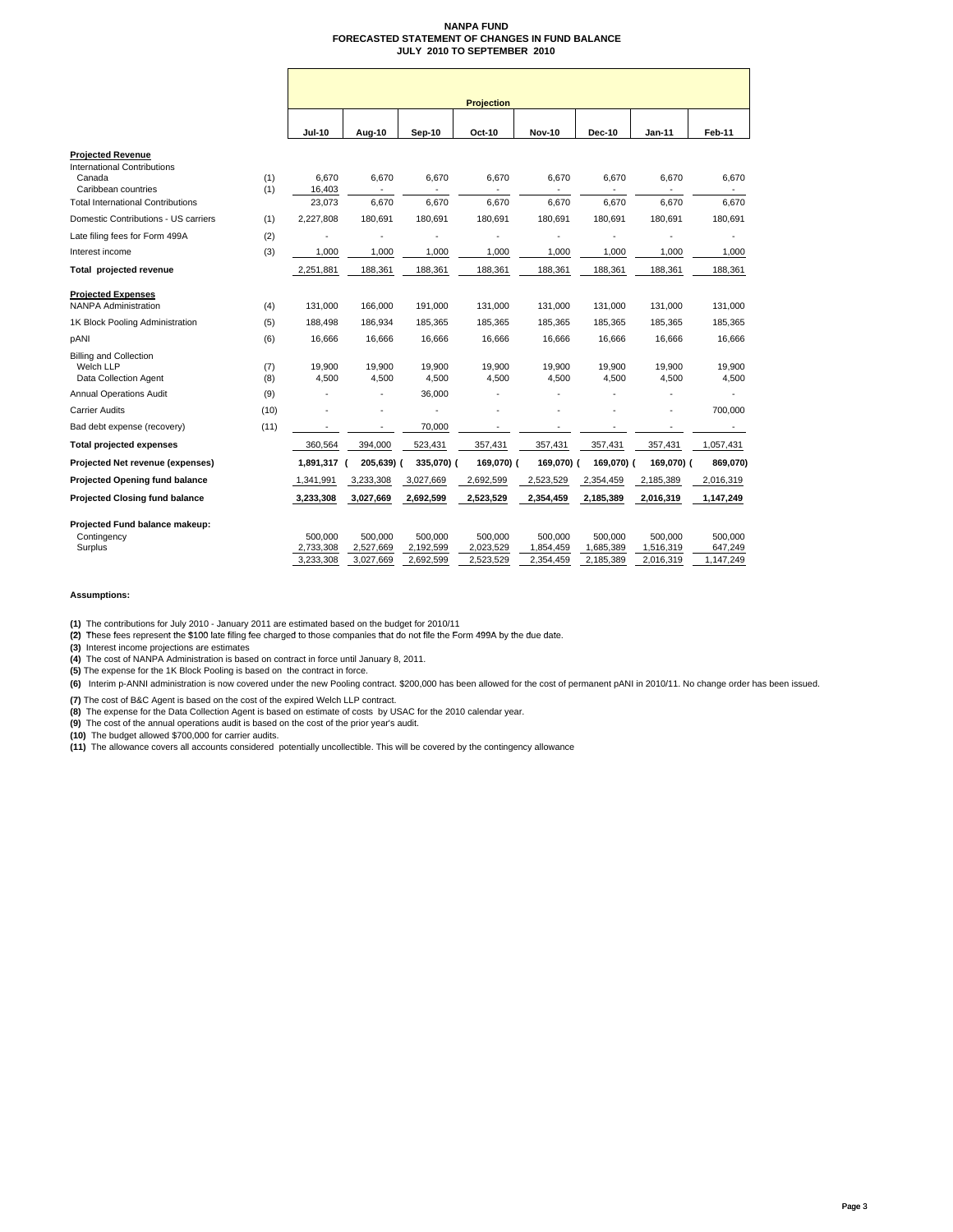# NANPA FUND
## FORECASTED STATEMENT OF CHANGES IN FUND BALANCE
### JULY 2010 TO SEPTEMBER 2010

| | | Projection | | | | | | | |
|---|---|---|---|---|---|---|---|---|---|
| | | **Jul-10** | **Aug-10** | **Sep-10** | **Oct-10** | **Nov-10** | **Dec-10** | **Jan-11** | **Feb-11** |
| **Projected Revenue** | | | | | | | | | |
| International Contributions | | | | | | | | | |
| Canada | (1) | 6,670 | 6,670 | 6,670 | 6,670 | 6,670 | 6,670 | 6,670 | 6,670 |
| Caribbean countries | (1) | 16,403 | - | - | - | - | - | - | - |
| Total International Contributions | | 23,073 | 6,670 | 6,670 | 6,670 | 6,670 | 6,670 | 6,670 | 6,670 |
| Domestic Contributions - US carriers | (1) | 2,227,808 | 180,691 | 180,691 | 180,691 | 180,691 | 180,691 | 180,691 | 180,691 |
| Late filing fees for Form 499A | (2) | - | - | - | - | - | - | - | - |
| Interest income | (3) | 1,000 | 1,000 | 1,000 | 1,000 | 1,000 | 1,000 | 1,000 | 1,000 |
| **Total projected revenue** | | 2,251,881 | 188,361 | 188,361 | 188,361 | 188,361 | 188,361 | 188,361 | 188,361 |
| **Projected Expenses** | | | | | | | | | |
| NANPA Administration | (4) | 131,000 | 166,000 | 191,000 | 131,000 | 131,000 | 131,000 | 131,000 | 131,000 |
| 1K Block Pooling Administration | (5) | 188,498 | 186,934 | 185,365 | 185,365 | 185,365 | 185,365 | 185,365 | 185,365 |
| pANI | (6) | 16,666 | 16,666 | 16,666 | 16,666 | 16,666 | 16,666 | 16,666 | 16,666 |
| Billing and Collection | | | | | | | | | |
| Welch LLP | (7) | 19,900 | 19,900 | 19,900 | 19,900 | 19,900 | 19,900 | 19,900 | 19,900 |
| Data Collection Agent | (8) | 4,500 | 4,500 | 4,500 | 4,500 | 4,500 | 4,500 | 4,500 | 4,500 |
| Annual Operations Audit | (9) | - | - | 36,000 | - | - | - | - | - |
| Carrier Audits | (10) | - | - | - | - | - | - | - | 700,000 |
| Bad debt expense (recovery) | (11) | - | - | 70,000 | - | - | - | - | - |
| **Total projected expenses** | | 360,564 | 394,000 | 523,431 | 357,431 | 357,431 | 357,431 | 357,431 | 1,057,431 |
| **Projected Net revenue (expenses)** | | **1,891,317** | **(205,639)** | **(335,070)** | **(169,070)** | **(169,070)** | **(169,070)** | **(169,070)** | **(869,070)** |
| **Projected Opening fund balance** | | 1,341,991 | 3,233,308 | 3,027,669 | 2,692,599 | 2,523,529 | 2,354,459 | 2,185,389 | 2,016,319 |
| **Projected Closing fund balance** | | **3,233,308** | **3,027,669** | **2,692,599** | **2,523,529** | **2,354,459** | **2,185,389** | **2,016,319** | **1,147,249** |
| **Projected Fund balance makeup:** | | | | | | | | | |
| Contingency | | 500,000 | 500,000 | 500,000 | 500,000 | 500,000 | 500,000 | 500,000 | 500,000 |
| Surplus | | 2,733,308 | 2,527,669 | 2,192,599 | 2,023,529 | 1,854,459 | 1,685,389 | 1,516,319 | 647,249 |
| | | 3,233,308 | 3,027,669 | 2,692,599 | 2,523,529 | 2,354,459 | 2,185,389 | 2,016,319 | 1,147,249 |

**Assumptions:**

**(1)** The contributions for July 2010 - January 2011 are estimated based on the budget for 2010/11

**(2)** These fees represent the $100 late filing fee charged to those companies that do not file the Form 499A by the due date.

**(3)** Interest income projections are estimates

**(4)** The cost of NANPA Administration is based on contract in force until January 8, 2011.

**(5)** The expense for the 1K Block Pooling is based on the contract in force.

**(6)** Interim p-ANNI administration is now covered under the new Pooling contract. $200,000 has been allowed for the cost of permanent pANI in 2010/11. No change order has been issued.

**(7)** The cost of B&C Agent is based on the cost of the expired Welch LLP contract.

**(8)** The expense for the Data Collection Agent is based on estimate of costs by USAC for the 2010 calendar year.

**(9)** The cost of the annual operations audit is based on the cost of the prior year's audit.

**(10)** The budget allowed $700,000 for carrier audits.

**(11)** The allowance covers all accounts considered potentially uncollectible. This will be covered by the contingency allowance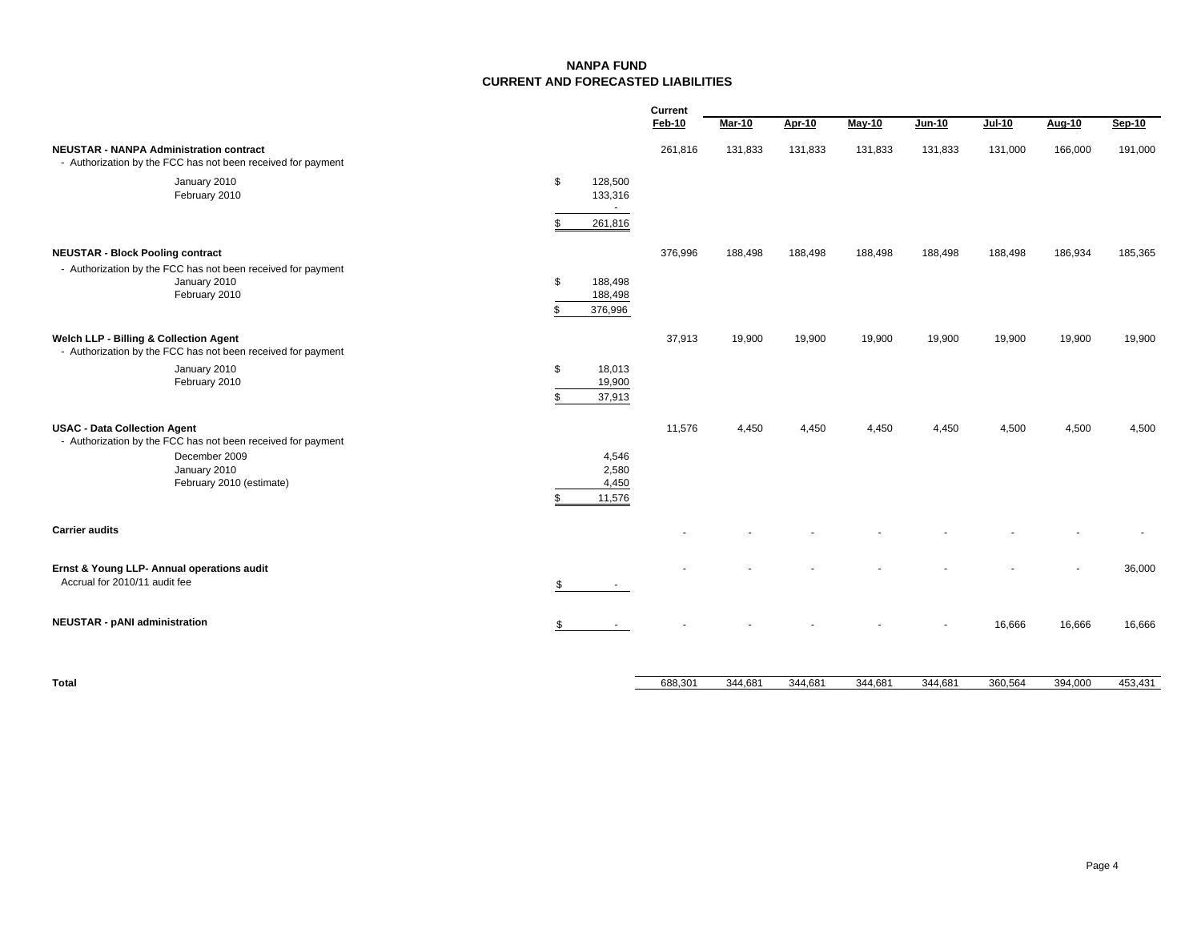# NANPA FUND
## CURRENT AND FORECASTED LIABILITIES

| | | Current Feb-10 | Mar-10 | Apr-10 | May-10 | Jun-10 | Jul-10 | Aug-10 | Sep-10 |
|---|---|---|---|---|---|---|---|---|---|
| **NEUSTAR - NANPA Administration contract** | | 261,816 | 131,833 | 131,833 | 131,833 | 131,833 | 131,000 | 166,000 | 191,000 |
| - Authorization by the FCC has not been received for payment | | | | | | | | | |
| January 2010 | $ 128,500 | | | | | | | | |
| February 2010 | 133,316 | | | | | | | | |
| | - | | | | | | | | |
| | $ 261,816 | | | | | | | | |
| **NEUSTAR - Block Pooling contract** | | 376,996 | 188,498 | 188,498 | 188,498 | 188,498 | 188,498 | 186,934 | 185,365 |
| - Authorization by the FCC has not been received for payment | | | | | | | | | |
| January 2010 | $ 188,498 | | | | | | | | |
| February 2010 | 188,498 | | | | | | | | |
| | $ 376,996 | | | | | | | | |
| **Welch LLP - Billing & Collection Agent** | | 37,913 | 19,900 | 19,900 | 19,900 | 19,900 | 19,900 | 19,900 | 19,900 |
| - Authorization by the FCC has not been received for payment | | | | | | | | | |
| January 2010 | $ 18,013 | | | | | | | | |
| February 2010 | 19,900 | | | | | | | | |
| | $ 37,913 | | | | | | | | |
| **USAC - Data Collection Agent** | | 11,576 | 4,450 | 4,450 | 4,450 | 4,450 | 4,500 | 4,500 | 4,500 |
| - Authorization by the FCC has not been received for payment | | | | | | | | | |
| December 2009 | 4,546 | | | | | | | | |
| January 2010 | 2,580 | | | | | | | | |
| February 2010 (estimate) | 4,450 | | | | | | | | |
| | $ 11,576 | | | | | | | | |
| **Carrier audits** | | - | - | - | - | - | - | - | - |
| **Ernst & Young LLP- Annual operations audit** | | - | - | - | - | - | - | - | 36,000 |
| Accrual for 2010/11 audit fee | $ - | | | | | | | | |
| **NEUSTAR - pANI administration** | $ - | - | - | - | - | - | 16,666 | 16,666 | 16,666 |
| **Total** | | 688,301 | 344,681 | 344,681 | 344,681 | 344,681 | 360,564 | 394,000 | 453,431 |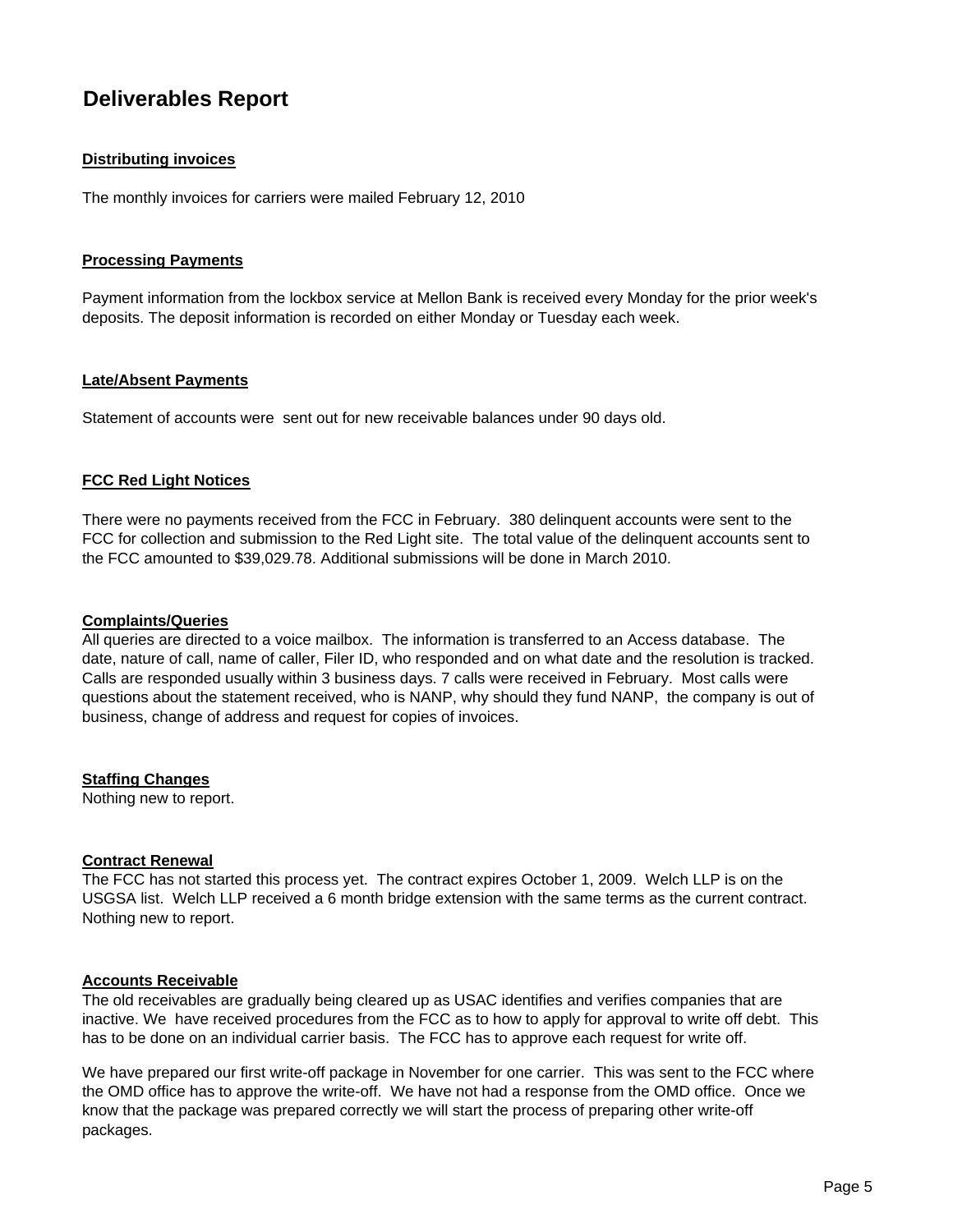# Deliverables Report

**Distributing invoices**

The monthly invoices for carriers were mailed February 12, 2010

**Processing Payments**

Payment information from the lockbox service at Mellon Bank is received every Monday for the prior week's deposits. The deposit information is recorded on either Monday or Tuesday each week.

**Late/Absent Payments**

Statement of accounts were sent out for new receivable balances under 90 days old.

**FCC Red Light Notices**

There were no payments received from the FCC in February. 380 delinquent accounts were sent to the FCC for collection and submission to the Red Light site. The total value of the delinquent accounts sent to the FCC amounted to $39,029.78. Additional submissions will be done in March 2010.

**Complaints/Queries**

All queries are directed to a voice mailbox. The information is transferred to an Access database. The date, nature of call, name of caller, Filer ID, who responded and on what date and the resolution is tracked. Calls are responded usually within 3 business days. 7 calls were received in February. Most calls were questions about the statement received, who is NANP, why should they fund NANP, the company is out of business, change of address and request for copies of invoices.

**Staffing Changes**

Nothing new to report.

**Contract Renewal**

The FCC has not started this process yet. The contract expires October 1, 2009. Welch LLP is on the USGSA list. Welch LLP received a 6 month bridge extension with the same terms as the current contract. Nothing new to report.

**Accounts Receivable**

The old receivables are gradually being cleared up as USAC identifies and verifies companies that are inactive. We have received procedures from the FCC as to how to apply for approval to write off debt. This has to be done on an individual carrier basis. The FCC has to approve each request for write off.

We have prepared our first write-off package in November for one carrier. This was sent to the FCC where the OMD office has to approve the write-off. We have not had a response from the OMD office. Once we know that the package was prepared correctly we will start the process of preparing other write-off packages.